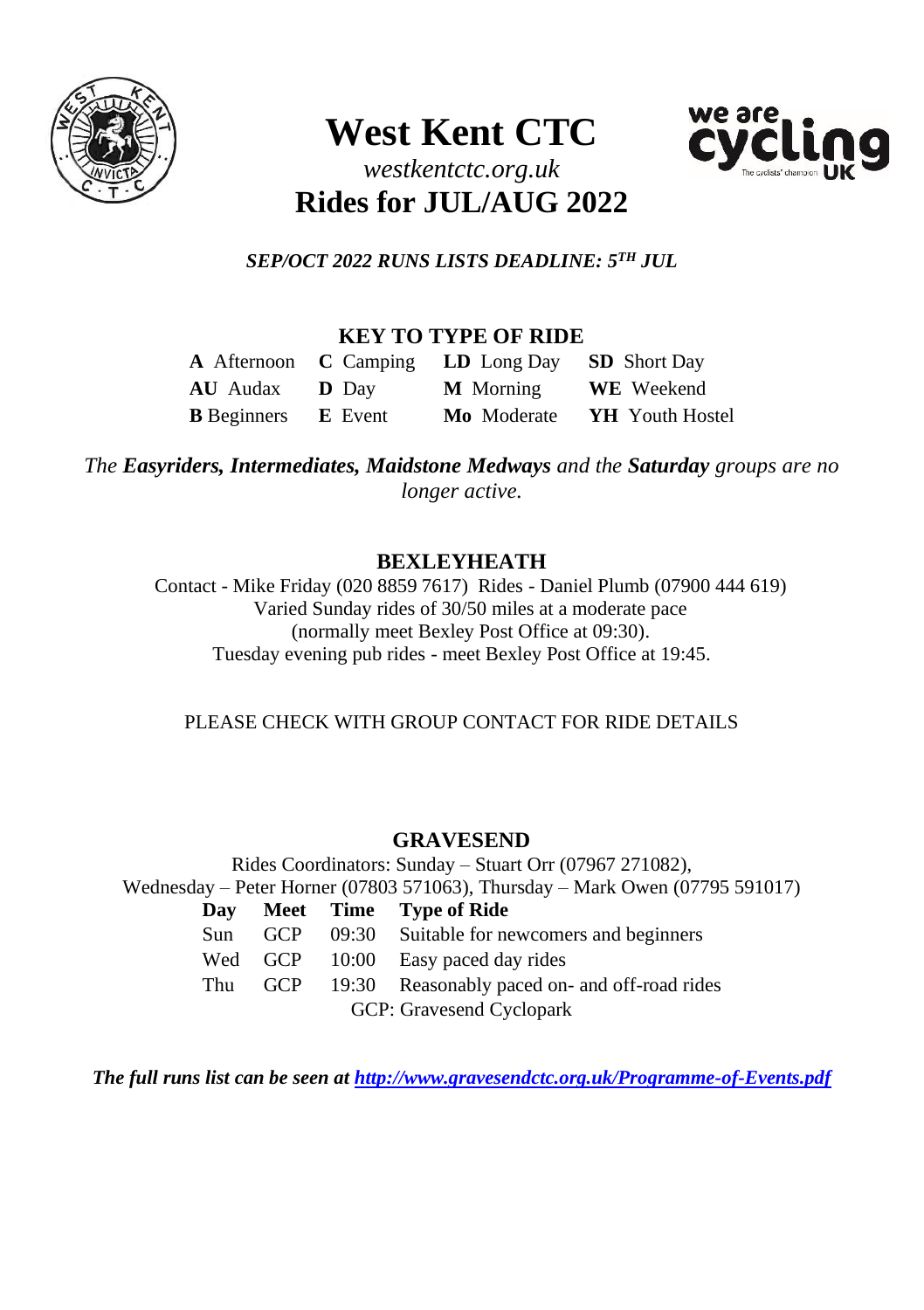# West Kent CTC

*westkentctc.org.uk*

## Rides for JUL/AUG 2022

***SEP/OCT 2022 RUNS LISTS DEADLINE: 5TH JUL***

### KEY TO TYPE OF RIDE

| | | | |
|---|---|---|---|
| **A** Afternoon | **C** Camping | **LD** Long Day | **SD** Short Day |
| **AU** Audax | **D** Day | **M** Morning | **WE** Weekend |
| **B** Beginners | **E** Event | **Mo** Moderate | **YH** Youth Hostel |

*The **Easyriders, Intermediates, Maidstone Medways** and the **Saturday** groups are no longer active.*

### BEXLEYHEATH

Contact - Mike Friday (020 8859 7617) Rides - Daniel Plumb (07900 444 619)
Varied Sunday rides of 30/50 miles at a moderate pace
(normally meet Bexley Post Office at 09:30).
Tuesday evening pub rides - meet Bexley Post Office at 19:45.

PLEASE CHECK WITH GROUP CONTACT FOR RIDE DETAILS

### GRAVESEND

Rides Coordinators: Sunday – Stuart Orr (07967 271082),
Wednesday – Peter Horner (07803 571063), Thursday – Mark Owen (07795 591017)

| Day | Meet | Time | Type of Ride |
|---|---|---|---|
| Sun | GCP | 09:30 | Suitable for newcomers and beginners |
| Wed | GCP | 10:00 | Easy paced day rides |
| Thu | GCP | 19:30 | Reasonably paced on- and off-road rides |

GCP: Gravesend Cyclopark

***The full runs list can be seen at [http://www.gravesendctc.org.uk/Programme-of-Events.pdf](http://www.gravesendctc.org.uk/Programme-of-Events.pdf)***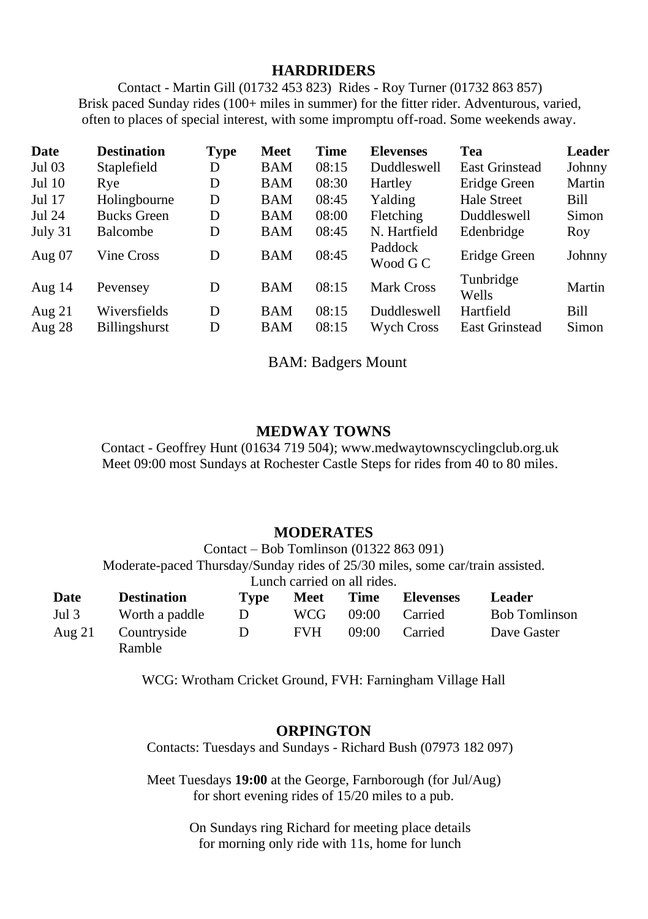## HARDRIDERS

Contact - Martin Gill (01732 453 823) Rides - Roy Turner (01732 863 857)
Brisk paced Sunday rides (100+ miles in summer) for the fitter rider. Adventurous, varied, often to places of special interest, with some impromptu off-road. Some weekends away.

| Date | Destination | Type | Meet | Time | Elevenses | Tea | Leader |
|---|---|---|---|---|---|---|---|
| Jul 03 | Staplefield | D | BAM | 08:15 | Duddleswell | East Grinstead | Johnny |
| Jul 10 | Rye | D | BAM | 08:30 | Hartley | Eridge Green | Martin |
| Jul 17 | Holingbourne | D | BAM | 08:45 | Yalding | Hale Street | Bill |
| Jul 24 | Bucks Green | D | BAM | 08:00 | Fletching | Duddleswell | Simon |
| July 31 | Balcombe | D | BAM | 08:45 | N. Hartfield | Edenbridge | Roy |
| Aug 07 | Vine Cross | D | BAM | 08:45 | Paddock Wood G C | Eridge Green | Johnny |
| Aug 14 | Pevensey | D | BAM | 08:15 | Mark Cross | Tunbridge Wells | Martin |
| Aug 21 | Wiversfields | D | BAM | 08:15 | Duddleswell | Hartfield | Bill |
| Aug 28 | Billingshurst | D | BAM | 08:15 | Wych Cross | East Grinstead | Simon |

BAM: Badgers Mount

## MEDWAY TOWNS

Contact - Geoffrey Hunt (01634 719 504); www.medwaytownscyclingclub.org.uk
Meet 09:00 most Sundays at Rochester Castle Steps for rides from 40 to 80 miles.

## MODERATES

Contact – Bob Tomlinson (01322 863 091)
Moderate-paced Thursday/Sunday rides of 25/30 miles, some car/train assisted.
Lunch carried on all rides.

| Date | Destination | Type | Meet | Time | Elevenses | Leader |
|---|---|---|---|---|---|---|
| Jul 3 | Worth a paddle | D | WCG | 09:00 | Carried | Bob Tomlinson |
| Aug 21 | Countryside Ramble | D | FVH | 09:00 | Carried | Dave Gaster |

WCG: Wrotham Cricket Ground, FVH: Farningham Village Hall

## ORPINGTON

Contacts: Tuesdays and Sundays - Richard Bush (07973 182 097)

Meet Tuesdays **19:00** at the George, Farnborough (for Jul/Aug) for short evening rides of 15/20 miles to a pub.

On Sundays ring Richard for meeting place details for morning only ride with 11s, home for lunch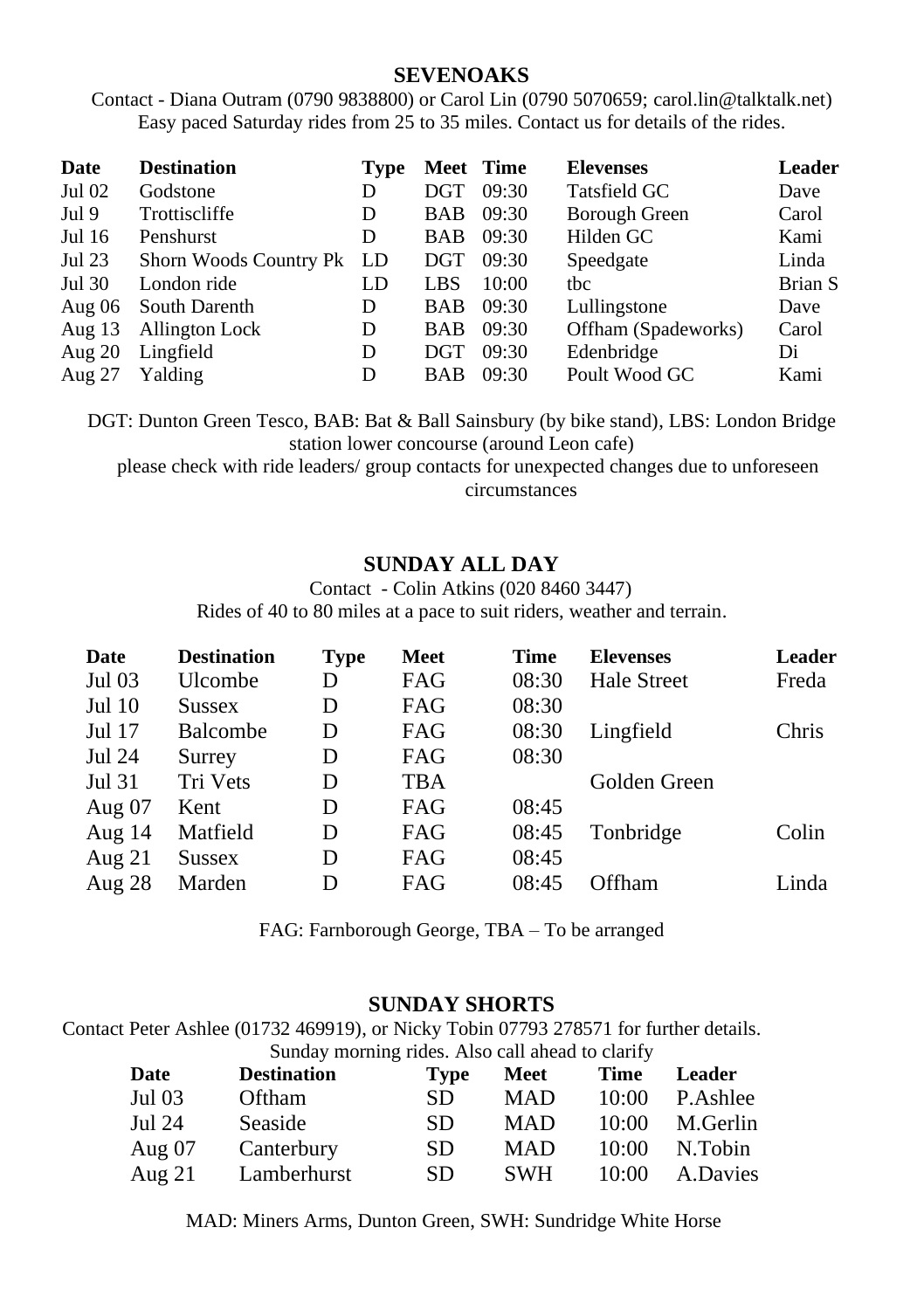## SEVENOAKS

Contact - Diana Outram (0790 9838800) or Carol Lin (0790 5070659; carol.lin@talktalk.net)
Easy paced Saturday rides from 25 to 35 miles. Contact us for details of the rides.

| Date | Destination | Type | Meet | Time | Elevenses | Leader |
|---|---|---|---|---|---|---|
| Jul 02 | Godstone | D | DGT | 09:30 | Tatsfield GC | Dave |
| Jul 9 | Trottiscliffe | D | BAB | 09:30 | Borough Green | Carol |
| Jul 16 | Penshurst | D | BAB | 09:30 | Hilden GC | Kami |
| Jul 23 | Shorn Woods Country Pk | LD | DGT | 09:30 | Speedgate | Linda |
| Jul 30 | London ride | LD | LBS | 10:00 | tbc | Brian S |
| Aug 06 | South Darenth | D | BAB | 09:30 | Lullingstone | Dave |
| Aug 13 | Allington Lock | D | BAB | 09:30 | Offham (Spadeworks) | Carol |
| Aug 20 | Lingfield | D | DGT | 09:30 | Edenbridge | Di |
| Aug 27 | Yalding | D | BAB | 09:30 | Poult Wood GC | Kami |

DGT: Dunton Green Tesco, BAB: Bat & Ball Sainsbury (by bike stand), LBS: London Bridge station lower concourse (around Leon cafe)
please check with ride leaders/ group contacts for unexpected changes due to unforeseen circumstances

## SUNDAY ALL DAY

Contact - Colin Atkins (020 8460 3447)
Rides of 40 to 80 miles at a pace to suit riders, weather and terrain.

| Date | Destination | Type | Meet | Time | Elevenses | Leader |
|---|---|---|---|---|---|---|
| Jul 03 | Ulcombe | D | FAG | 08:30 | Hale Street | Freda |
| Jul 10 | Sussex | D | FAG | 08:30 | | |
| Jul 17 | Balcombe | D | FAG | 08:30 | Lingfield | Chris |
| Jul 24 | Surrey | D | FAG | 08:30 | | |
| Jul 31 | Tri Vets | D | TBA | | Golden Green | |
| Aug 07 | Kent | D | FAG | 08:45 | | |
| Aug 14 | Matfield | D | FAG | 08:45 | Tonbridge | Colin |
| Aug 21 | Sussex | D | FAG | 08:45 | | |
| Aug 28 | Marden | D | FAG | 08:45 | Offham | Linda |

FAG: Farnborough George, TBA – To be arranged

## SUNDAY SHORTS

Contact Peter Ashlee (01732 469919), or Nicky Tobin 07793 278571 for further details.
Sunday morning rides. Also call ahead to clarify

| Date | Destination | Type | Meet | Time | Leader |
|---|---|---|---|---|---|
| Jul 03 | Oftham | SD | MAD | 10:00 | P.Ashlee |
| Jul 24 | Seaside | SD | MAD | 10:00 | M.Gerlin |
| Aug 07 | Canterbury | SD | MAD | 10:00 | N.Tobin |
| Aug 21 | Lamberhurst | SD | SWH | 10:00 | A.Davies |

MAD: Miners Arms, Dunton Green, SWH: Sundridge White Horse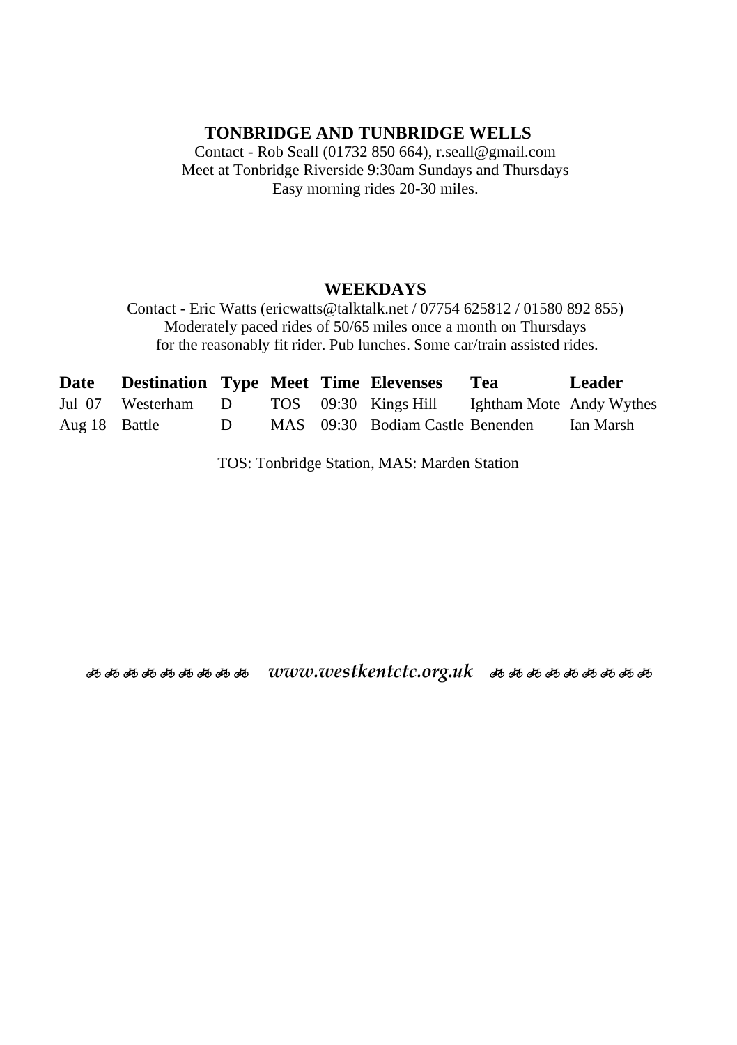## TONBRIDGE AND TUNBRIDGE WELLS

Contact - Rob Seall (01732 850 664), r.seall@gmail.com
Meet at Tonbridge Riverside 9:30am Sundays and Thursdays
Easy morning rides 20-30 miles.

## WEEKDAYS

Contact - Eric Watts (ericwatts@talktalk.net / 07754 625812 / 01580 892 855)
Moderately paced rides of 50/65 miles once a month on Thursdays
for the reasonably fit rider. Pub lunches. Some car/train assisted rides.

| Date | Destination | Type | Meet | Time | Elevenses | Tea | Leader |
|---|---|---|---|---|---|---|---|
| Jul 07 | Westerham | D | TOS | 09:30 | Kings Hill | Ightham Mote | Andy Wythes |
| Aug 18 | Battle | D | MAS | 09:30 | Bodiam Castle | Benenden | Ian Marsh |

TOS: Tonbridge Station, MAS: Marden Station

*www.westkentctc.org.uk*